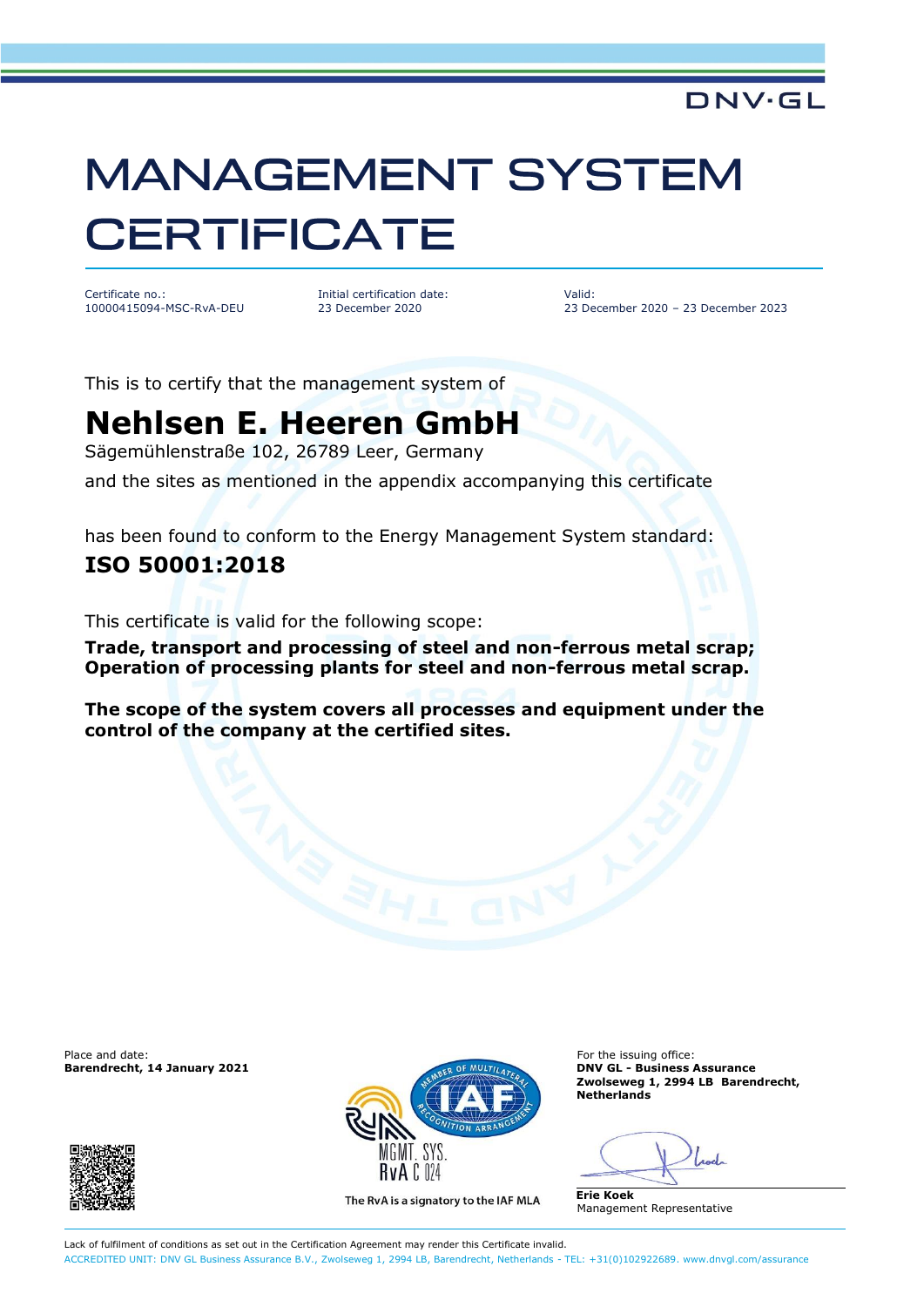DNV·GL

# MANAGEMENT SYSTEM CERTIFICATE

Certificate no.:
10000415094-MSC-RvA-DEU

Initial certification date:
23 December 2020

Valid:
23 December 2020 – 23 December 2023

This is to certify that the management system of

## Nehlsen E. Heeren GmbH

Sägemühlenstraße 102, 26789 Leer, Germany

and the sites as mentioned in the appendix accompanying this certificate

has been found to conform to the Energy Management System standard:

## ISO 50001:2018

This certificate is valid for the following scope:

**Trade, transport and processing of steel and non-ferrous metal scrap; Operation of processing plants for steel and non-ferrous metal scrap.**

**The scope of the system covers all processes and equipment under the control of the company at the certified sites.**

Place and date:
**Barendrecht, 14 January 2021**

MGMT. SYS.
RvA C 024

The RvA is a signatory to the IAF MLA

For the issuing office:
**DNV GL - Business Assurance**
**Zwolseweg 1, 2994 LB Barendrecht, Netherlands**

**Erie Koek**
Management Representative

Lack of fulfilment of conditions as set out in the Certification Agreement may render this Certificate invalid.
ACCREDITED UNIT: DNV GL Business Assurance B.V., Zwolseweg 1, 2994 LB, Barendrecht, Netherlands - TEL: +31(0)102922689. www.dnvgl.com/assurance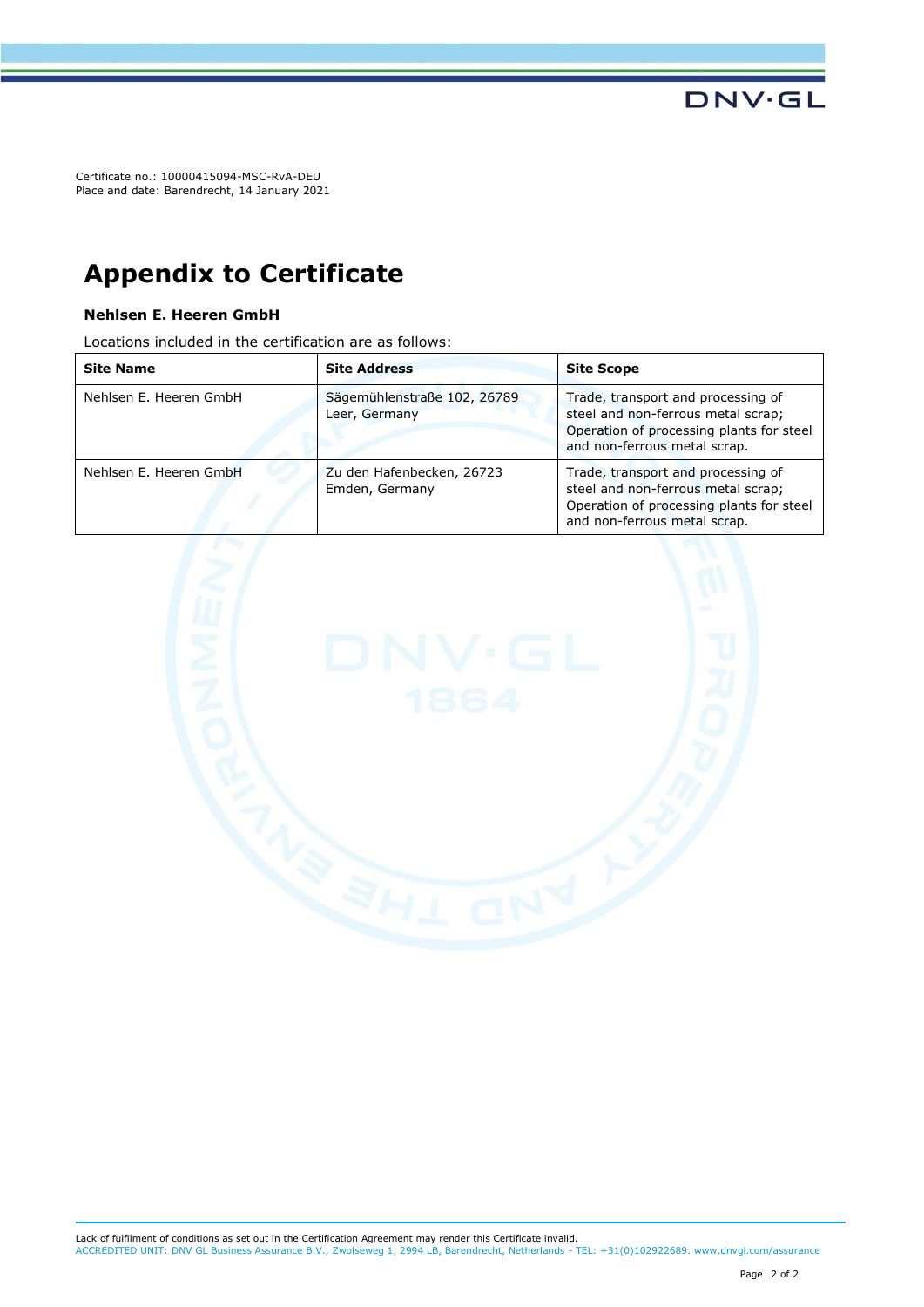Certificate no.: 10000415094-MSC-RvA-DEU
Place and date: Barendrecht, 14 January 2021

# Appendix to Certificate

**Nehlsen E. Heeren GmbH**

Locations included in the certification are as follows:

| Site Name | Site Address | Site Scope |
|---|---|---|
| Nehlsen E. Heeren GmbH | Sägemühlenstraße 102, 26789 Leer, Germany | Trade, transport and processing of steel and non-ferrous metal scrap; Operation of processing plants for steel and non-ferrous metal scrap. |
| Nehlsen E. Heeren GmbH | Zu den Hafenbecken, 26723 Emden, Germany | Trade, transport and processing of steel and non-ferrous metal scrap; Operation of processing plants for steel and non-ferrous metal scrap. |

Lack of fulfilment of conditions as set out in the Certification Agreement may render this Certificate invalid.
ACCREDITED UNIT: DNV GL Business Assurance B.V., Zwolseweg 1, 2994 LB, Barendrecht, Netherlands - TEL: +31(0)102922689. www.dnvgl.com/assurance